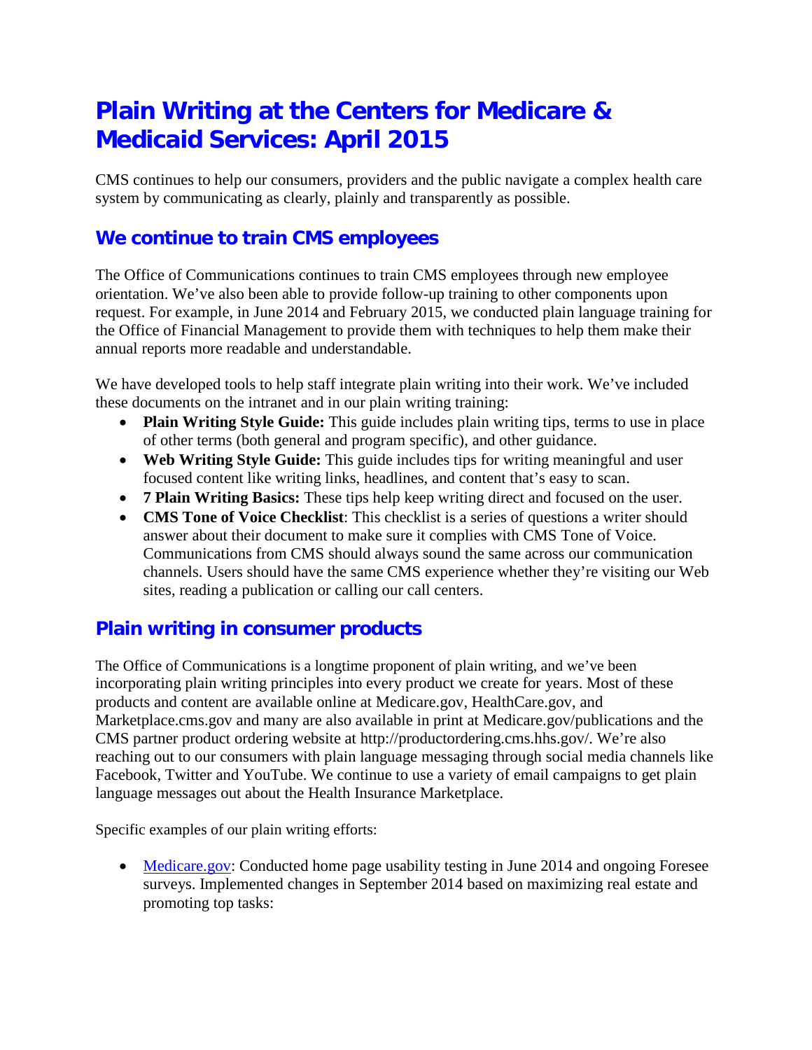# Plain Writing at the Centers for Medicare & Medicaid Services: April 2015

CMS continues to help our consumers, providers and the public navigate a complex health care system by communicating as clearly, plainly and transparently as possible.

## We continue to train CMS employees

The Office of Communications continues to train CMS employees through new employee orientation. We've also been able to provide follow-up training to other components upon request. For example, in June 2014 and February 2015, we conducted plain language training for the Office of Financial Management to provide them with techniques to help them make their annual reports more readable and understandable.

We have developed tools to help staff integrate plain writing into their work. We've included these documents on the intranet and in our plain writing training:

- **Plain Writing Style Guide:** This guide includes plain writing tips, terms to use in place of other terms (both general and program specific), and other guidance.
- **Web Writing Style Guide:** This guide includes tips for writing meaningful and user focused content like writing links, headlines, and content that's easy to scan.
- **7 Plain Writing Basics:** These tips help keep writing direct and focused on the user.
- **CMS Tone of Voice Checklist**: This checklist is a series of questions a writer should answer about their document to make sure it complies with CMS Tone of Voice. Communications from CMS should always sound the same across our communication channels. Users should have the same CMS experience whether they're visiting our Web sites, reading a publication or calling our call centers.

## Plain writing in consumer products

The Office of Communications is a longtime proponent of plain writing, and we've been incorporating plain writing principles into every product we create for years. Most of these products and content are available online at Medicare.gov, HealthCare.gov, and Marketplace.cms.gov and many are also available in print at Medicare.gov/publications and the CMS partner product ordering website at http://productordering.cms.hhs.gov/. We're also reaching out to our consumers with plain language messaging through social media channels like Facebook, Twitter and YouTube. We continue to use a variety of email campaigns to get plain language messages out about the Health Insurance Marketplace.

Specific examples of our plain writing efforts:

- [Medicare.gov](Medicare.gov): Conducted home page usability testing in June 2014 and ongoing Foresee surveys. Implemented changes in September 2014 based on maximizing real estate and promoting top tasks: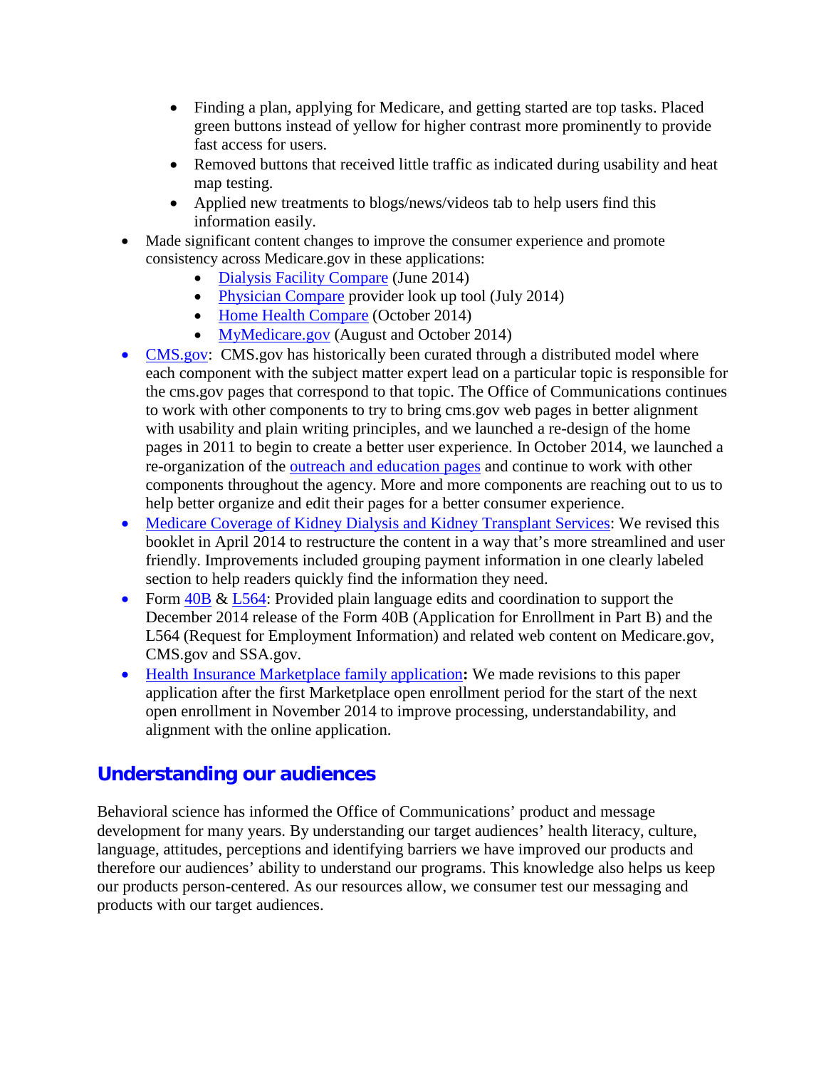- Finding a plan, applying for Medicare, and getting started are top tasks. Placed green buttons instead of yellow for higher contrast more prominently to provide fast access for users.
    - Removed buttons that received little traffic as indicated during usability and heat map testing.
    - Applied new treatments to blogs/news/videos tab to help users find this information easily.
- Made significant content changes to improve the consumer experience and promote consistency across Medicare.gov in these applications:
    - Dialysis Facility Compare (June 2014)
    - Physician Compare provider look up tool (July 2014)
    - Home Health Compare (October 2014)
    - MyMedicare.gov (August and October 2014)
- CMS.gov: CMS.gov has historically been curated through a distributed model where each component with the subject matter expert lead on a particular topic is responsible for the cms.gov pages that correspond to that topic. The Office of Communications continues to work with other components to try to bring cms.gov web pages in better alignment with usability and plain writing principles, and we launched a re-design of the home pages in 2011 to begin to create a better user experience. In October 2014, we launched a re-organization of the outreach and education pages and continue to work with other components throughout the agency. More and more components are reaching out to us to help better organize and edit their pages for a better consumer experience.
- Medicare Coverage of Kidney Dialysis and Kidney Transplant Services: We revised this booklet in April 2014 to restructure the content in a way that's more streamlined and user friendly. Improvements included grouping payment information in one clearly labeled section to help readers quickly find the information they need.
- Form 40B & L564: Provided plain language edits and coordination to support the December 2014 release of the Form 40B (Application for Enrollment in Part B) and the L564 (Request for Employment Information) and related web content on Medicare.gov, CMS.gov and SSA.gov.
- Health Insurance Marketplace family application**:** We made revisions to this paper application after the first Marketplace open enrollment period for the start of the next open enrollment in November 2014 to improve processing, understandability, and alignment with the online application.

## Understanding our audiences

Behavioral science has informed the Office of Communications' product and message development for many years. By understanding our target audiences' health literacy, culture, language, attitudes, perceptions and identifying barriers we have improved our products and therefore our audiences' ability to understand our programs. This knowledge also helps us keep our products person-centered. As our resources allow, we consumer test our messaging and products with our target audiences.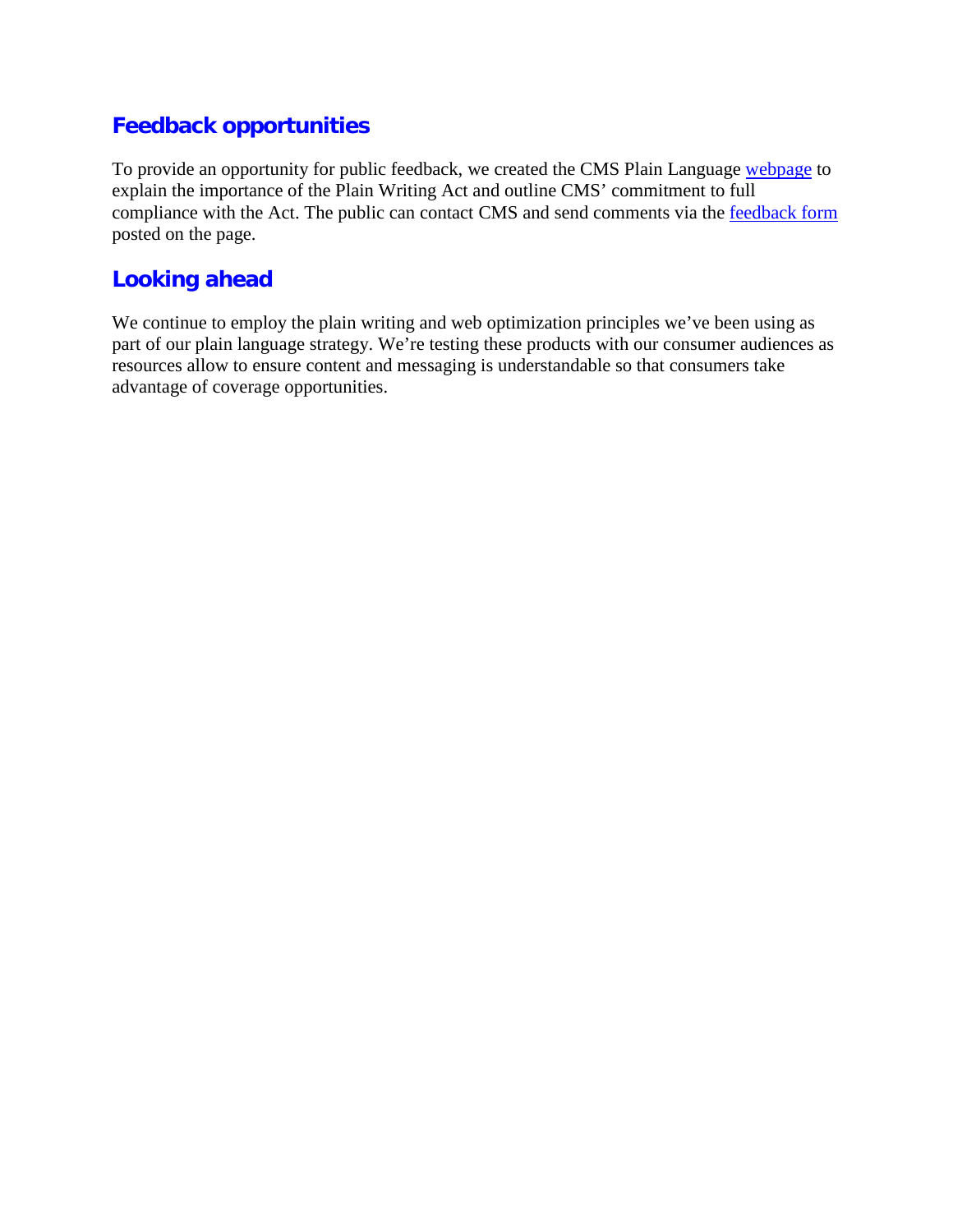## Feedback opportunities

To provide an opportunity for public feedback, we created the CMS Plain Language webpage to explain the importance of the Plain Writing Act and outline CMS' commitment to full compliance with the Act. The public can contact CMS and send comments via the feedback form posted on the page.

## Looking ahead

We continue to employ the plain writing and web optimization principles we've been using as part of our plain language strategy. We're testing these products with our consumer audiences as resources allow to ensure content and messaging is understandable so that consumers take advantage of coverage opportunities.